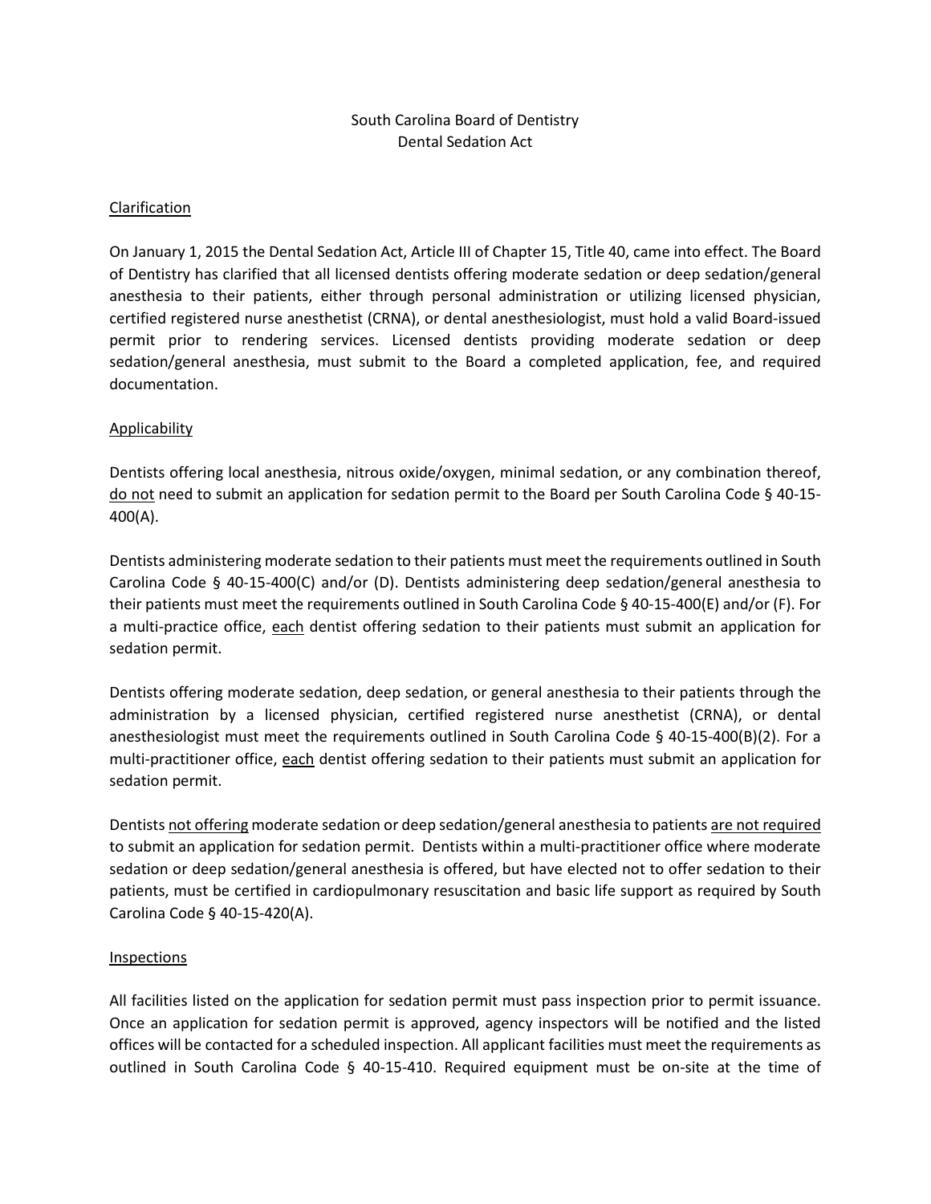South Carolina Board of Dentistry
Dental Sedation Act

Clarification

On January 1, 2015 the Dental Sedation Act, Article III of Chapter 15, Title 40, came into effect. The Board of Dentistry has clarified that all licensed dentists offering moderate sedation or deep sedation/general anesthesia to their patients, either through personal administration or utilizing licensed physician, certified registered nurse anesthetist (CRNA), or dental anesthesiologist, must hold a valid Board-issued permit prior to rendering services. Licensed dentists providing moderate sedation or deep sedation/general anesthesia, must submit to the Board a completed application, fee, and required documentation.

Applicability

Dentists offering local anesthesia, nitrous oxide/oxygen, minimal sedation, or any combination thereof, do not need to submit an application for sedation permit to the Board per South Carolina Code § 40-15-400(A).

Dentists administering moderate sedation to their patients must meet the requirements outlined in South Carolina Code § 40-15-400(C) and/or (D). Dentists administering deep sedation/general anesthesia to their patients must meet the requirements outlined in South Carolina Code § 40-15-400(E) and/or (F). For a multi-practice office, each dentist offering sedation to their patients must submit an application for sedation permit.

Dentists offering moderate sedation, deep sedation, or general anesthesia to their patients through the administration by a licensed physician, certified registered nurse anesthetist (CRNA), or dental anesthesiologist must meet the requirements outlined in South Carolina Code § 40-15-400(B)(2). For a multi-practitioner office, each dentist offering sedation to their patients must submit an application for sedation permit.

Dentists not offering moderate sedation or deep sedation/general anesthesia to patients are not required to submit an application for sedation permit. Dentists within a multi-practitioner office where moderate sedation or deep sedation/general anesthesia is offered, but have elected not to offer sedation to their patients, must be certified in cardiopulmonary resuscitation and basic life support as required by South Carolina Code § 40-15-420(A).

Inspections

All facilities listed on the application for sedation permit must pass inspection prior to permit issuance. Once an application for sedation permit is approved, agency inspectors will be notified and the listed offices will be contacted for a scheduled inspection. All applicant facilities must meet the requirements as outlined in South Carolina Code § 40-15-410. Required equipment must be on-site at the time of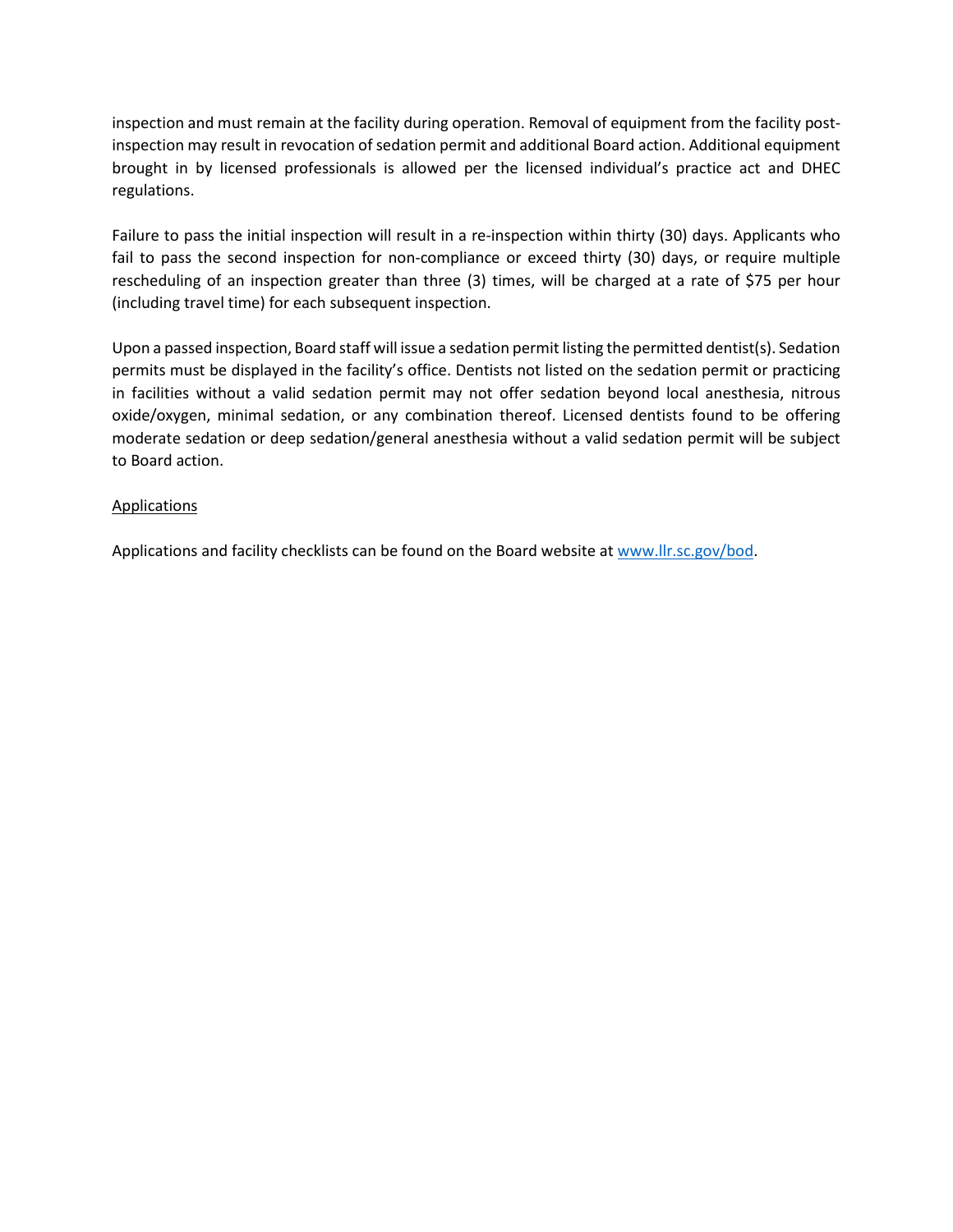inspection and must remain at the facility during operation. Removal of equipment from the facility post-inspection may result in revocation of sedation permit and additional Board action. Additional equipment brought in by licensed professionals is allowed per the licensed individual's practice act and DHEC regulations.

Failure to pass the initial inspection will result in a re-inspection within thirty (30) days. Applicants who fail to pass the second inspection for non-compliance or exceed thirty (30) days, or require multiple rescheduling of an inspection greater than three (3) times, will be charged at a rate of $75 per hour (including travel time) for each subsequent inspection.

Upon a passed inspection, Board staff will issue a sedation permit listing the permitted dentist(s). Sedation permits must be displayed in the facility's office. Dentists not listed on the sedation permit or practicing in facilities without a valid sedation permit may not offer sedation beyond local anesthesia, nitrous oxide/oxygen, minimal sedation, or any combination thereof. Licensed dentists found to be offering moderate sedation or deep sedation/general anesthesia without a valid sedation permit will be subject to Board action.

<u>Applications</u>

Applications and facility checklists can be found on the Board website at [www.llr.sc.gov/bod](http://www.llr.sc.gov/bod).